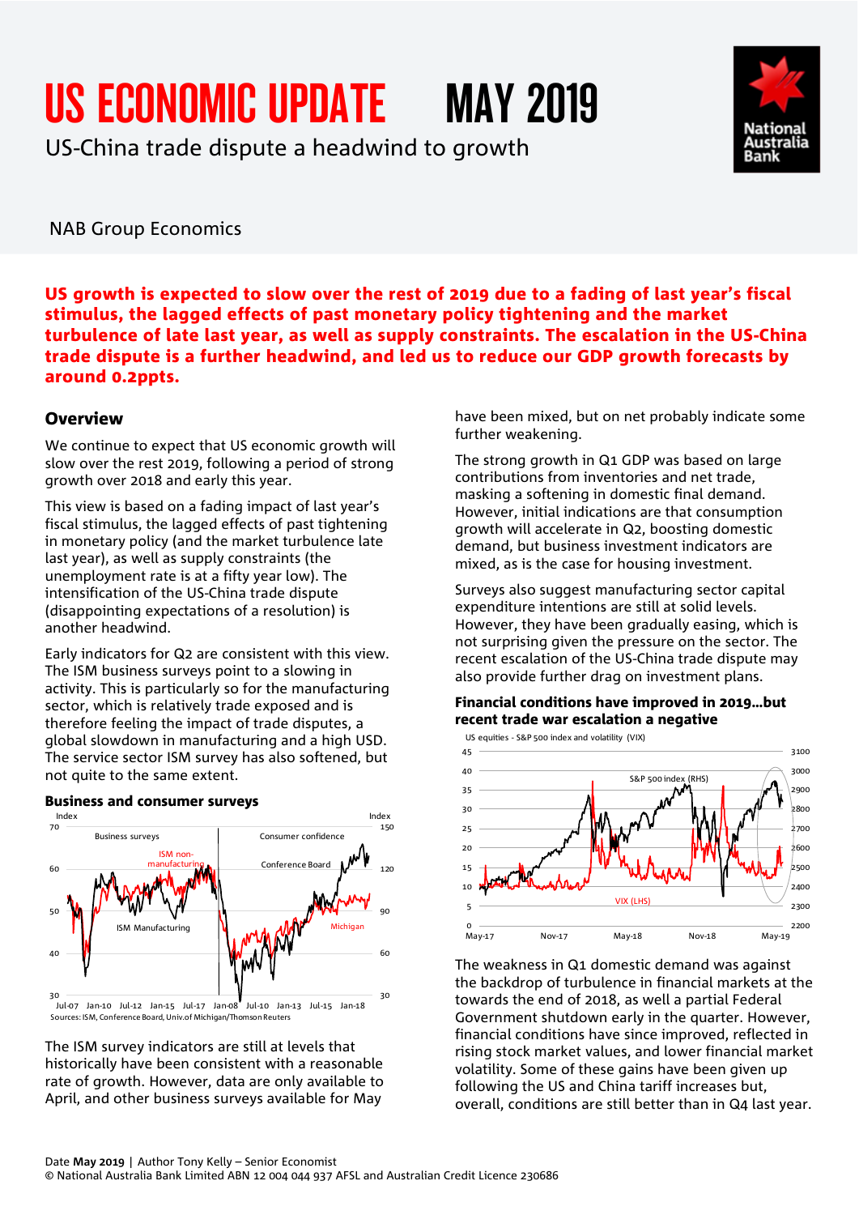# US ECONOMIC UPDATE MAY 2019

US-China trade dispute a headwind to growth

NAB Group Economics

**US growth is expected to slow over the rest of 2019 due to a fading of last year's fiscal stimulus, the lagged effects of past monetary policy tightening and the market turbulence of late last year, as well as supply constraints. The escalation in the US-China trade dispute is a further headwind, and led us to reduce our GDP growth forecasts by around 0.2ppts.**

## Overview

We continue to expect that US economic growth will slow over the rest 2019, following a period of strong growth over 2018 and early this year.

This view is based on a fading impact of last year's fiscal stimulus, the lagged effects of past tightening in monetary policy (and the market turbulence late last year), as well as supply constraints (the unemployment rate is at a fifty year low). The intensification of the US-China trade dispute (disappointing expectations of a resolution) is another headwind.

Early indicators for Q2 are consistent with this view. The ISM business surveys point to a slowing in activity. This is particularly so for the manufacturing sector, which is relatively trade exposed and is therefore feeling the impact of trade disputes, a global slowdown in manufacturing and a high USD. The service sector ISM survey has also softened, but not quite to the same extent.

**Business and consumer surveys**

Sources: ISM, Conference Board, Univ.of Michigan/Thomson Reuters

The ISM survey indicators are still at levels that historically have been consistent with a reasonable rate of growth. However, data are only available to April, and other business surveys available for May have been mixed, but on net probably indicate some further weakening.

The strong growth in Q1 GDP was based on large contributions from inventories and net trade, masking a softening in domestic final demand. However, initial indications are that consumption growth will accelerate in Q2, boosting domestic demand, but business investment indicators are mixed, as is the case for housing investment.

Surveys also suggest manufacturing sector capital expenditure intentions are still at solid levels. However, they have been gradually easing, which is not surprising given the pressure on the sector. The recent escalation of the US-China trade dispute may also provide further drag on investment plans.

**Financial conditions have improved in 2019…but recent trade war escalation a negative**

US equities - S&P 500 index and volatility (VIX)

The weakness in Q1 domestic demand was against the backdrop of turbulence in financial markets at the towards the end of 2018, as well a partial Federal Government shutdown early in the quarter. However, financial conditions have since improved, reflected in rising stock market values, and lower financial market volatility. Some of these gains have been given up following the US and China tariff increases but, overall, conditions are still better than in Q4 last year.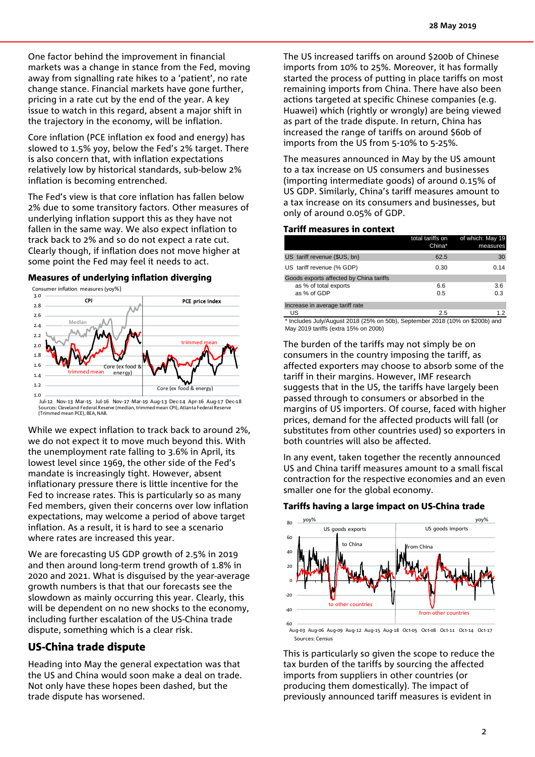One factor behind the improvement in financial markets was a change in stance from the Fed, moving away from signalling rate hikes to a 'patient', no rate change stance. Financial markets have gone further, pricing in a rate cut by the end of the year. A key issue to watch in this regard, absent a major shift in the trajectory in the economy, will be inflation.

Core inflation (PCE inflation ex food and energy) has slowed to 1.5% yoy, below the Fed's 2% target. There is also concern that, with inflation expectations relatively low by historical standards, sub-below 2% inflation is becoming entrenched.

The Fed's view is that core inflation has fallen below 2% due to some transitory factors. Other measures of underlying inflation support this as they have not fallen in the same way. We also expect inflation to track back to 2% and so do not expect a rate cut. Clearly though, if inflation does not move higher at some point the Fed may feel it needs to act.

**Measures of underlying inflation diverging**

Sources: Cleveland Federal Reserve (median, trimmed mean CPI), Atlanta Federal Reserve (Trimmed mean PCE), BEA, NAB.

While we expect inflation to track back to around 2%, we do not expect it to move much beyond this. With the unemployment rate falling to 3.6% in April, its lowest level since 1969, the other side of the Fed's mandate is increasingly tight. However, absent inflationary pressure there is little incentive for the Fed to increase rates. This is particularly so as many Fed members, given their concerns over low inflation expectations, may welcome a period of above target inflation. As a result, it is hard to see a scenario where rates are increased this year.

We are forecasting US GDP growth of 2.5% in 2019 and then around long-term trend growth of 1.8% in 2020 and 2021. What is disguised by the year-average growth numbers is that that our forecasts see the slowdown as mainly occurring this year. Clearly, this will be dependent on no new shocks to the economy, including further escalation of the US-China trade dispute, something which is a clear risk.

## US-China trade dispute

Heading into May the general expectation was that the US and China would soon make a deal on trade. Not only have these hopes been dashed, but the trade dispute has worsened.

The US increased tariffs on around $200b of Chinese imports from 10% to 25%. Moreover, it has formally started the process of putting in place tariffs on most remaining imports from China. There have also been actions targeted at specific Chinese companies (e.g. Huawei) which (rightly or wrongly) are being viewed as part of the trade dispute. In return, China has increased the range of tariffs on around $60b of imports from the US from 5-10% to 5-25%.

The measures announced in May by the US amount to a tax increase on US consumers and businesses (importing intermediate goods) of around 0.15% of US GDP. Similarly, China's tariff measures amount to a tax increase on its consumers and businesses, but only of around 0.05% of GDP.

**Tariff measures in context**

| | total tariffs on China* | of which: May 19 measures |
|---|---|---|
| US tariff revenue ($US, bn) | 62.5 | 30 |
| US tariff revenue (% GDP) | 0.30 | 0.14 |
| Goods exports affected by China tariffs | | |
| as % of total exports | 6.6 | 3.6 |
| as % of GDP | 0.5 | 0.3 |
| Increase in average tariff rate | | |
| US | 2.5 | 1.2 |

\* Includes July/August 2018 (25% on 50b), September 2018 (10% on $200b) and May 2019 tariffs (extra 15% on 200b)

The burden of the tariffs may not simply be on consumers in the country imposing the tariff, as affected exporters may choose to absorb some of the tariff in their margins. However, IMF research suggests that in the US, the tariffs have largely been passed through to consumers or absorbed in the margins of US importers. Of course, faced with higher prices, demand for the affected products will fall (or substitutes from other countries used) so exporters in both countries will also be affected.

In any event, taken together the recently announced US and China tariff measures amount to a small fiscal contraction for the respective economies and an even smaller one for the global economy.

**Tariffs having a large impact on US-China trade**

Sources: Census

This is particularly so given the scope to reduce the tax burden of the tariffs by sourcing the affected imports from suppliers in other countries (or producing them domestically). The impact of previously announced tariff measures is evident in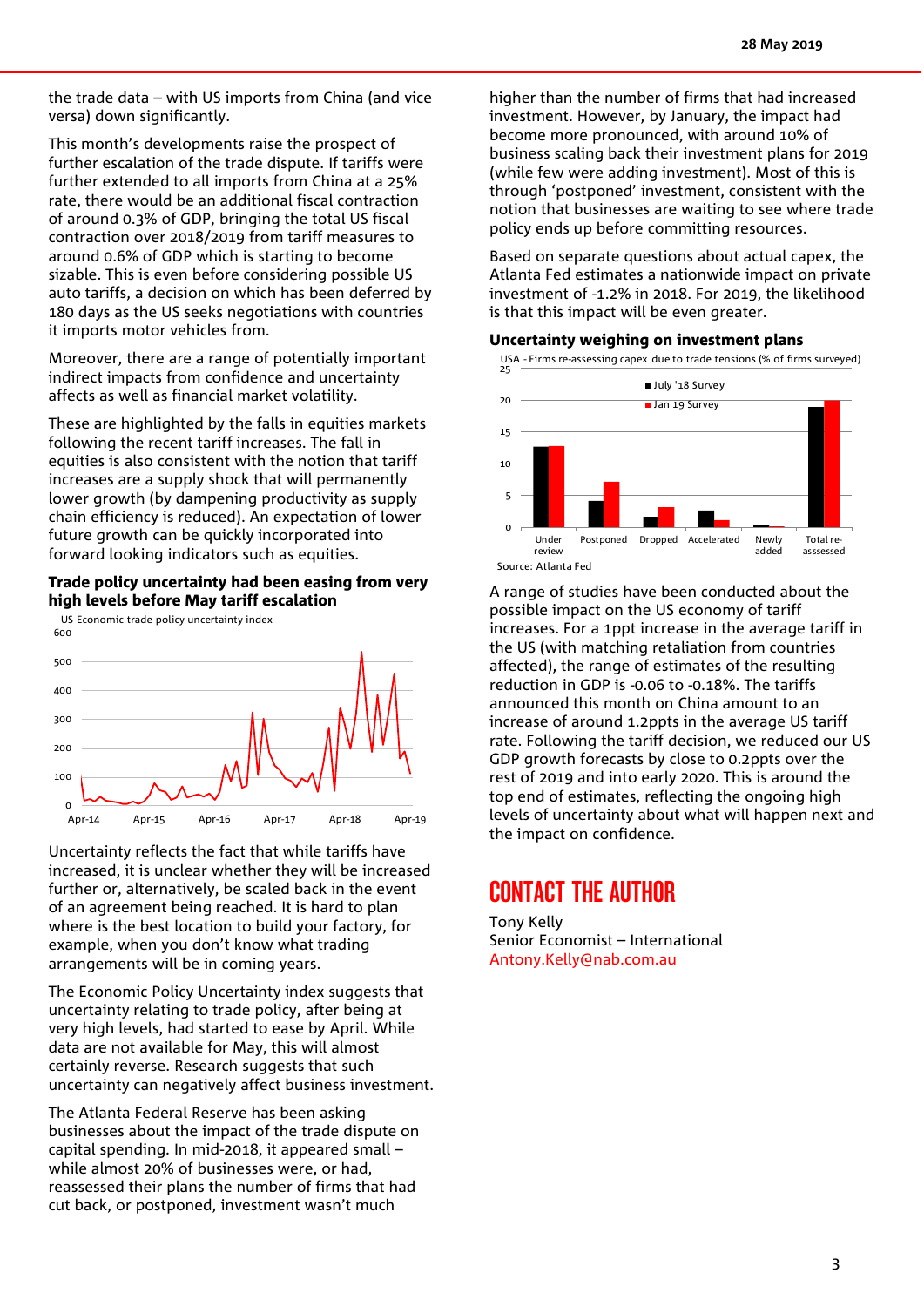the trade data – with US imports from China (and vice versa) down significantly.

This month's developments raise the prospect of further escalation of the trade dispute. If tariffs were further extended to all imports from China at a 25% rate, there would be an additional fiscal contraction of around 0.3% of GDP, bringing the total US fiscal contraction over 2018/2019 from tariff measures to around 0.6% of GDP which is starting to become sizable. This is even before considering possible US auto tariffs, a decision on which has been deferred by 180 days as the US seeks negotiations with countries it imports motor vehicles from.

Moreover, there are a range of potentially important indirect impacts from confidence and uncertainty affects as well as financial market volatility.

These are highlighted by the falls in equities markets following the recent tariff increases. The fall in equities is also consistent with the notion that tariff increases are a supply shock that will permanently lower growth (by dampening productivity as supply chain efficiency is reduced). An expectation of lower future growth can be quickly incorporated into forward looking indicators such as equities.

**Trade policy uncertainty had been easing from very high levels before May tariff escalation**

US Economic trade policy uncertainty index

Uncertainty reflects the fact that while tariffs have increased, it is unclear whether they will be increased further or, alternatively, be scaled back in the event of an agreement being reached. It is hard to plan where is the best location to build your factory, for example, when you don't know what trading arrangements will be in coming years.

The Economic Policy Uncertainty index suggests that uncertainty relating to trade policy, after being at very high levels, had started to ease by April. While data are not available for May, this will almost certainly reverse. Research suggests that such uncertainty can negatively affect business investment.

The Atlanta Federal Reserve has been asking businesses about the impact of the trade dispute on capital spending. In mid-2018, it appeared small – while almost 20% of businesses were, or had, reassessed their plans the number of firms that had cut back, or postponed, investment wasn't much higher than the number of firms that had increased investment. However, by January, the impact had become more pronounced, with around 10% of business scaling back their investment plans for 2019 (while few were adding investment). Most of this is through 'postponed' investment, consistent with the notion that businesses are waiting to see where trade policy ends up before committing resources.

Based on separate questions about actual capex, the Atlanta Fed estimates a nationwide impact on private investment of -1.2% in 2018. For 2019, the likelihood is that this impact will be even greater.

**Uncertainty weighing on investment plans**

USA - Firms re-assessing capex due to trade tensions (% of firms surveyed)

Source: Atlanta Fed

A range of studies have been conducted about the possible impact on the US economy of tariff increases. For a 1ppt increase in the average tariff in the US (with matching retaliation from countries affected), the range of estimates of the resulting reduction in GDP is -0.06 to -0.18%. The tariffs announced this month on China amount to an increase of around 1.2ppts in the average US tariff rate. Following the tariff decision, we reduced our US GDP growth forecasts by close to 0.2ppts over the rest of 2019 and into early 2020. This is around the top end of estimates, reflecting the ongoing high levels of uncertainty about what will happen next and the impact on confidence.

## CONTACT THE AUTHOR

Tony Kelly
Senior Economist – International
Antony.Kelly@nab.com.au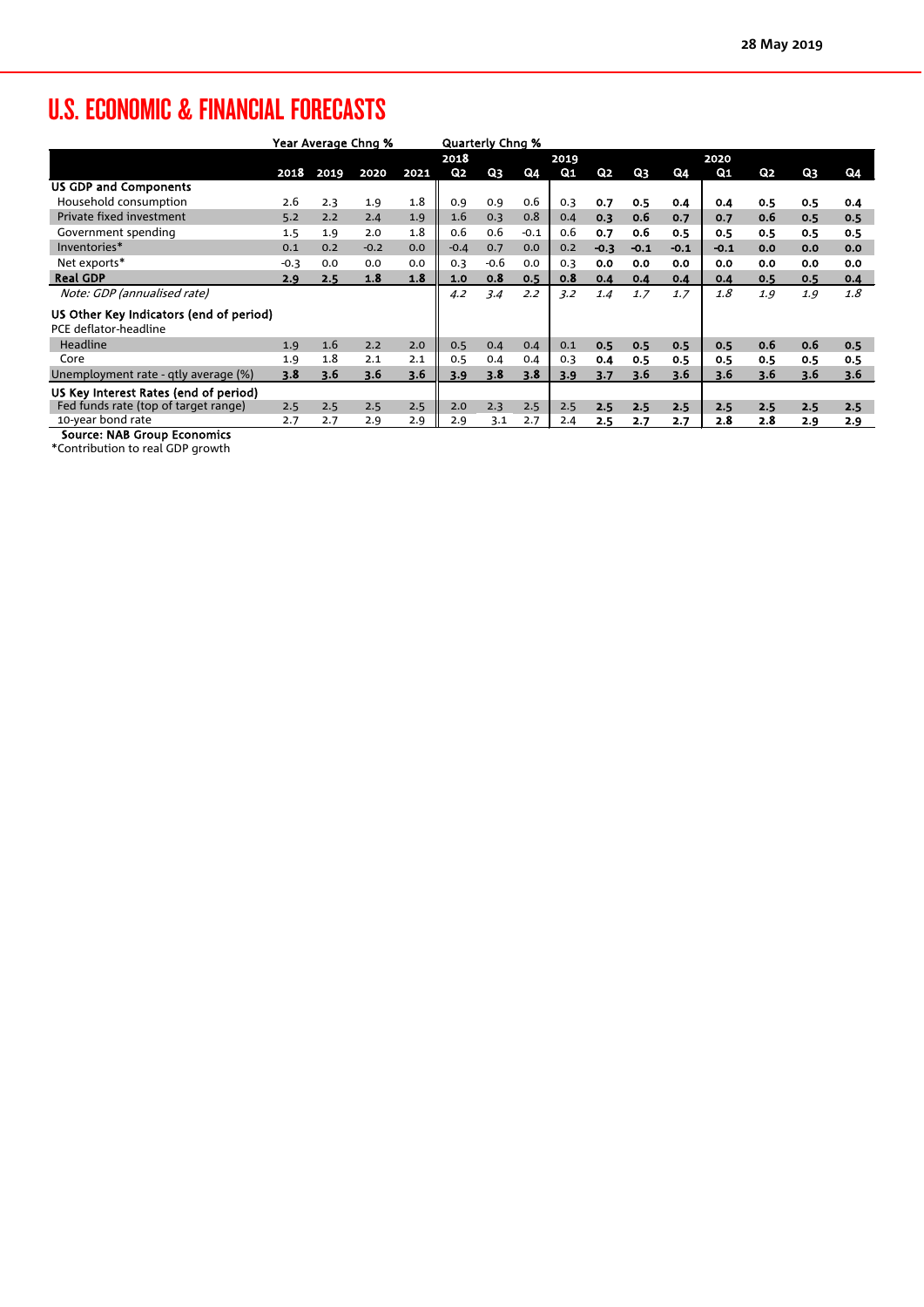# U.S. ECONOMIC & FINANCIAL FORECASTS

| | Year Average Chng % | | | | Quarterly Chng % | | | | | | | | | | |
|---|---|---|---|---|---|---|---|---|---|---|---|---|---|---|---|
| | | | | | 2018 | | | 2019 | | | | 2020 | | | |
| | 2018 | 2019 | 2020 | 2021 | Q2 | Q3 | Q4 | Q1 | Q2 | Q3 | Q4 | Q1 | Q2 | Q3 | Q4 |
| **US GDP and Components** | | | | | | | | | | | | | | | |
| Household consumption | 2.6 | 2.3 | 1.9 | 1.8 | 0.9 | 0.9 | 0.6 | 0.3 | 0.7 | 0.5 | 0.4 | 0.4 | 0.5 | 0.5 | 0.4 |
| Private fixed investment | 5.2 | 2.2 | 2.4 | 1.9 | 1.6 | 0.3 | 0.8 | 0.4 | 0.3 | 0.6 | 0.7 | 0.7 | 0.6 | 0.5 | 0.5 |
| Government spending | 1.5 | 1.9 | 2.0 | 1.8 | 0.6 | 0.6 | -0.1 | 0.6 | 0.7 | 0.6 | 0.5 | 0.5 | 0.5 | 0.5 | 0.5 |
| Inventories* | 0.1 | 0.2 | -0.2 | 0.0 | -0.4 | 0.7 | 0.0 | 0.2 | -0.3 | -0.1 | -0.1 | -0.1 | 0.0 | 0.0 | 0.0 |
| Net exports* | -0.3 | 0.0 | 0.0 | 0.0 | 0.3 | -0.6 | 0.0 | 0.3 | 0.0 | 0.0 | 0.0 | 0.0 | 0.0 | 0.0 | 0.0 |
| **Real GDP** | **2.9** | **2.5** | **1.8** | **1.8** | **1.0** | **0.8** | **0.5** | **0.8** | **0.4** | **0.4** | **0.4** | **0.4** | **0.5** | **0.5** | **0.4** |
| *Note: GDP (annualised rate)* | | | | | *4.2* | *3.4* | *2.2* | *3.2* | *1.4* | *1.7* | *1.7* | *1.8* | *1.9* | *1.9* | *1.8* |
| **US Other Key Indicators (end of period)** | | | | | | | | | | | | | | | |
| PCE deflator-headline | | | | | | | | | | | | | | | |
| Headline | 1.9 | 1.6 | 2.2 | 2.0 | 0.5 | 0.4 | 0.4 | 0.1 | 0.5 | 0.5 | 0.5 | 0.5 | 0.6 | 0.6 | 0.5 |
| Core | 1.9 | 1.8 | 2.1 | 2.1 | 0.5 | 0.4 | 0.4 | 0.3 | 0.4 | 0.5 | 0.5 | 0.5 | 0.5 | 0.5 | 0.5 |
| Unemployment rate - qtly average (%) | 3.8 | 3.6 | 3.6 | 3.6 | 3.9 | 3.8 | 3.8 | 3.9 | 3.7 | 3.6 | 3.6 | 3.6 | 3.6 | 3.6 | 3.6 |
| **US Key Interest Rates (end of period)** | | | | | | | | | | | | | | | |
| Fed funds rate (top of target range) | 2.5 | 2.5 | 2.5 | 2.5 | 2.0 | 2.3 | 2.5 | 2.5 | 2.5 | 2.5 | 2.5 | 2.5 | 2.5 | 2.5 | 2.5 |
| 10-year bond rate | 2.7 | 2.7 | 2.9 | 2.9 | 2.9 | 3.1 | 2.7 | 2.4 | 2.5 | 2.7 | 2.7 | 2.8 | 2.8 | 2.9 | 2.9 |

**Source: NAB Group Economics**

*Contribution to real GDP growth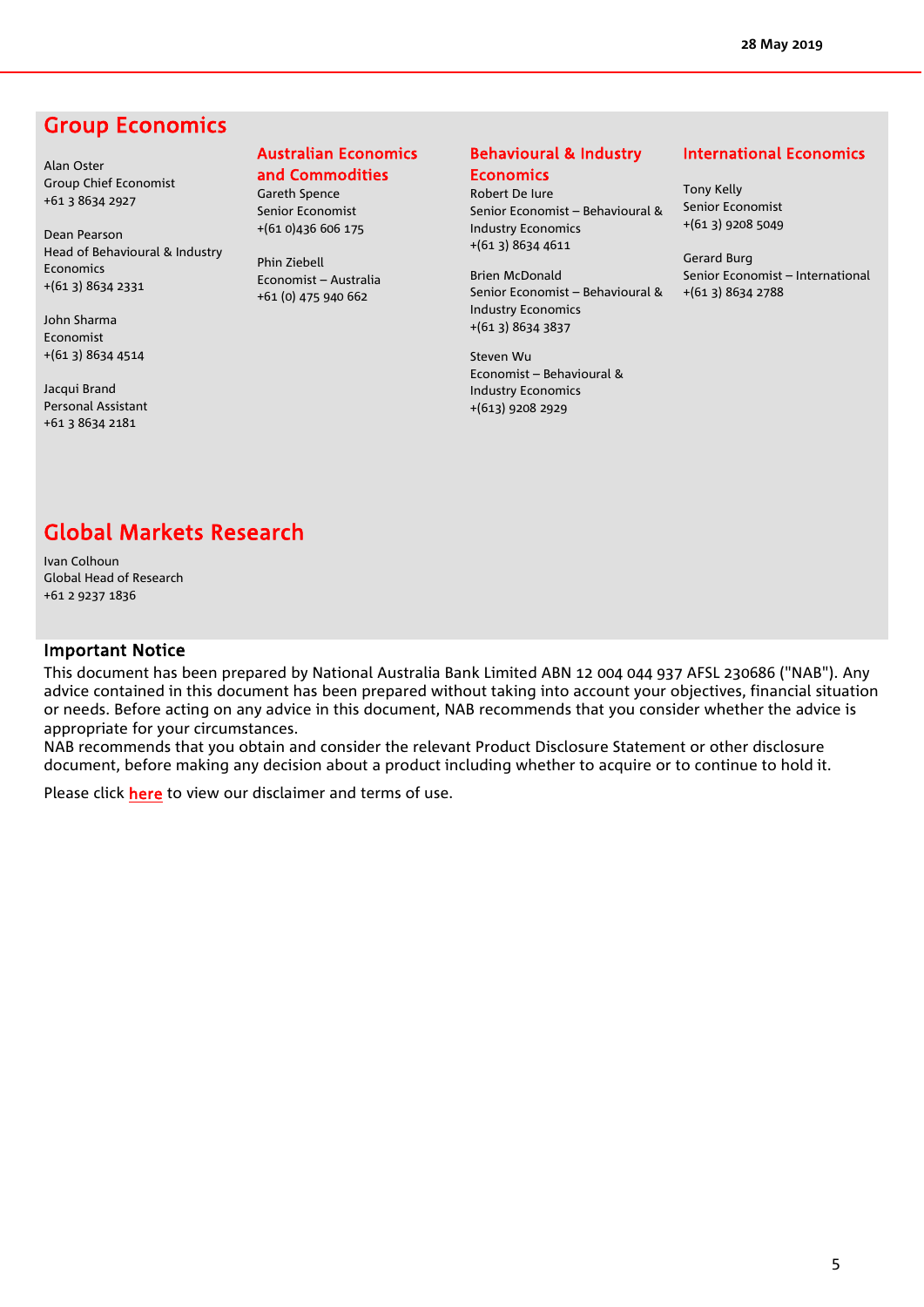# Group Economics

Alan Oster
Group Chief Economist
+61 3 8634 2927

Dean Pearson
Head of Behavioural & Industry Economics
+(61 3) 8634 2331

John Sharma
Economist
+(61 3) 8634 4514

Jacqui Brand
Personal Assistant
+61 3 8634 2181

## Australian Economics and Commodities

Gareth Spence
Senior Economist
+(61 0)436 606 175

Phin Ziebell
Economist – Australia
+61 (0) 475 940 662

## Behavioural & Industry Economics

Robert De Iure
Senior Economist – Behavioural & Industry Economics
+(61 3) 8634 4611

Brien McDonald
Senior Economist – Behavioural & Industry Economics
+(61 3) 8634 3837

Steven Wu
Economist – Behavioural & Industry Economics
+(613) 9208 2929

## International Economics

Tony Kelly
Senior Economist
+(61 3) 9208 5049

Gerard Burg
Senior Economist – International
+(61 3) 8634 2788

# Global Markets Research

Ivan Colhoun
Global Head of Research
+61 2 9237 1836

### Important Notice

This document has been prepared by National Australia Bank Limited ABN 12 004 044 937 AFSL 230686 ("NAB"). Any advice contained in this document has been prepared without taking into account your objectives, financial situation or needs. Before acting on any advice in this document, NAB recommends that you consider whether the advice is appropriate for your circumstances.
NAB recommends that you obtain and consider the relevant Product Disclosure Statement or other disclosure document, before making any decision about a product including whether to acquire or to continue to hold it.

Please click **here** to view our disclaimer and terms of use.